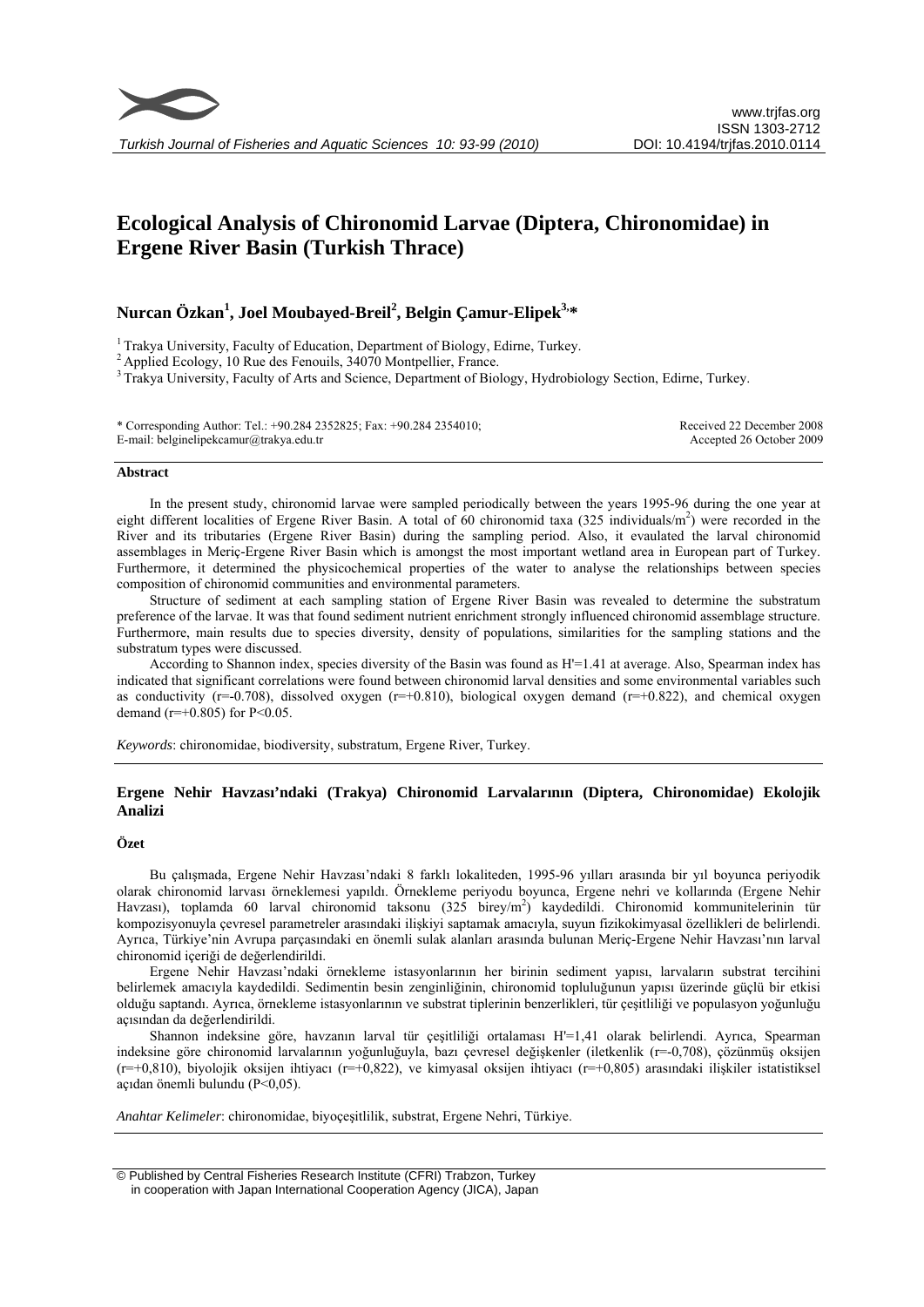# Ecological Analysis of Chironomid Larvae (Diptera, Chironomidae) in Ergene River Basin (Turkish Thrace)

## Nurcan Özkan[1], Joel Moubayed-Breil[2], Belgin Çamur-Elipek[3,*]

[1] Trakya University, Faculty of Education, Department of Biology, Edirne, Turkey.
[2] Applied Ecology, 10 Rue des Fenouils, 34070 Montpellier, France.
[3] Trakya University, Faculty of Arts and Science, Department of Biology, Hydrobiology Section, Edirne, Turkey.

\* Corresponding Author: Tel.: +90.284 2352825; Fax: +90.284 2354010;
E-mail: belginelipekcamur@trakya.edu.tr

Received 22 December 2008
Accepted 26 October 2009

### Abstract

In the present study, chironomid larvae were sampled periodically between the years 1995-96 during the one year at eight different localities of Ergene River Basin. A total of 60 chironomid taxa (325 individuals/$m^2$) were recorded in the River and its tributaries (Ergene River Basin) during the sampling period. Also, it evaulated the larval chironomid assemblages in Meriç-Ergene River Basin which is amongst the most important wetland area in European part of Turkey. Furthermore, it determined the physicochemical properties of the water to analyse the relationships between species composition of chironomid communities and environmental parameters.

Structure of sediment at each sampling station of Ergene River Basin was revealed to determine the substratum preference of the larvae. It was that found sediment nutrient enrichment strongly influenced chironomid assemblage structure. Furthermore, main results due to species diversity, density of populations, similarities for the sampling stations and the substratum types were discussed.

According to Shannon index, species diversity of the Basin was found as H'=1.41 at average. Also, Spearman index has indicated that significant correlations were found between chironomid larval densities and some environmental variables such as conductivity (r=-0.708), dissolved oxygen (r=+0.810), biological oxygen demand (r=+0.822), and chemical oxygen demand (r=+0.805) for P<0.05.

*Keywords*: chironomidae, biodiversity, substratum, Ergene River, Turkey.

### Ergene Nehir Havzası'ndaki (Trakya) Chironomid Larvalarının (Diptera, Chironomidae) Ekolojik Analizi

#### Özet

Bu çalışmada, Ergene Nehir Havzası'ndaki 8 farklı lokaliteden, 1995-96 yılları arasında bir yıl boyunca periyodik olarak chironomid larvası örneklemesi yapıldı. Örnekleme periyodu boyunca, Ergene nehri ve kollarında (Ergene Nehir Havzası), toplamda 60 larval chironomid taksonu (325 birey/$m^2$) kaydedildi. Chironomid kommunitelerinin tür kompozisyonuyla çevresel parametreler arasındaki ilişkiyi saptamak amacıyla, suyun fizikokimyasal özellikleri de belirlendi. Ayrıca, Türkiye'nin Avrupa parçasındaki en önemli sulak alanları arasında bulunan Meriç-Ergene Nehir Havzası'nın larval chironomid içeriği de değerlendirildi.

Ergene Nehir Havzası'ndaki örnekleme istasyonlarının her birinin sediment yapısı, larvaların substrat tercihini belirlemek amacıyla kaydedildi. Sedimentin besin zenginliğinin, chironomid topluluğunun yapısı üzerinde güçlü bir etkisi olduğu saptandı. Ayrıca, örnekleme istasyonlarının ve substrat tiplerinin benzerlikleri, tür çeşitliliği ve populasyon yoğunluğu açısından da değerlendirildi.

Shannon indeksine göre, havzanın larval tür çeşitliliği ortalaması H'=1,41 olarak belirlendi. Ayrıca, Spearman indeksine göre chironomid larvalarının yoğunluğuyla, bazı çevresel değişkenler (iletkenlik (r=-0,708), çözünmüş oksijen (r=+0,810), biyolojik oksijen ihtiyacı (r=+0,822), ve kimyasal oksijen ihtiyacı (r=+0,805) arasındaki ilişkiler istatistiksel açıdan önemli bulundu (P<0,05).

*Anahtar Kelimeler*: chironomidae, biyoçeşitlilik, substrat, Ergene Nehri, Türkiye.

© Published by Central Fisheries Research Institute (CFRI) Trabzon, Turkey in cooperation with Japan International Cooperation Agency (JICA), Japan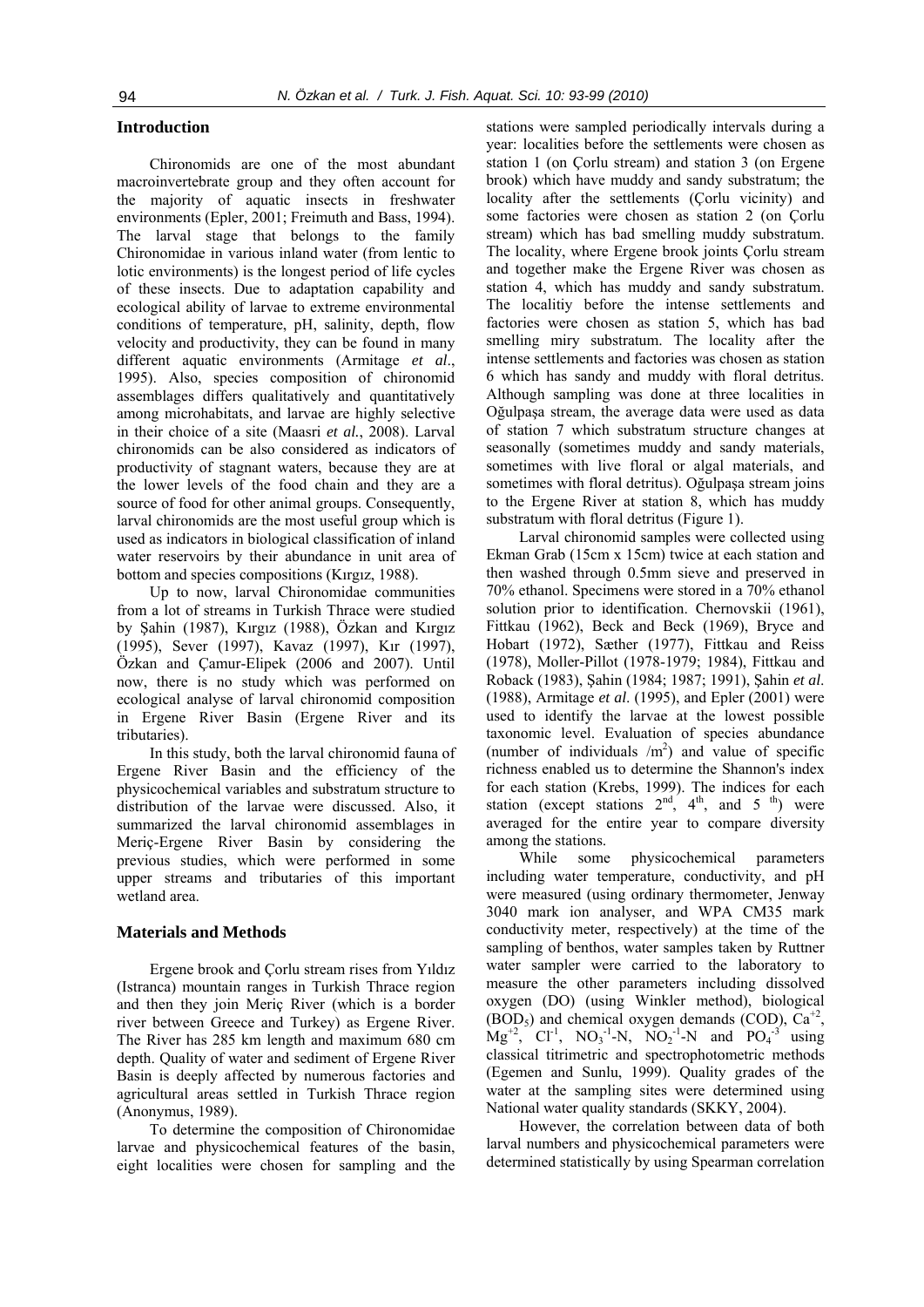## Introduction

Chironomids are one of the most abundant macroinvertebrate group and they often account for the majority of aquatic insects in freshwater environments (Epler, 2001; Freimuth and Bass, 1994). The larval stage that belongs to the family Chironomidae in various inland water (from lentic to lotic environments) is the longest period of life cycles of these insects. Due to adaptation capability and ecological ability of larvae to extreme environmental conditions of temperature, pH, salinity, depth, flow velocity and productivity, they can be found in many different aquatic environments (Armitage *et al*., 1995). Also, species composition of chironomid assemblages differs qualitatively and quantitatively among microhabitats, and larvae are highly selective in their choice of a site (Maasri *et al.*, 2008). Larval chironomids can be also considered as indicators of productivity of stagnant waters, because they are at the lower levels of the food chain and they are a source of food for other animal groups. Consequently, larval chironomids are the most useful group which is used as indicators in biological classification of inland water reservoirs by their abundance in unit area of bottom and species compositions (Kırgız, 1988).

Up to now, larval Chironomidae communities from a lot of streams in Turkish Thrace were studied by Şahin (1987), Kırgız (1988), Özkan and Kırgız (1995), Sever (1997), Kavaz (1997), Kır (1997), Özkan and Çamur-Elipek (2006 and 2007). Until now, there is no study which was performed on ecological analyse of larval chironomid composition in Ergene River Basin (Ergene River and its tributaries).

In this study, both the larval chironomid fauna of Ergene River Basin and the efficiency of the physicochemical variables and substratum structure to distribution of the larvae were discussed. Also, it summarized the larval chironomid assemblages in Meriç-Ergene River Basin by considering the previous studies, which were performed in some upper streams and tributaries of this important wetland area.

## Materials and Methods

Ergene brook and Çorlu stream rises from Yıldız (Istranca) mountain ranges in Turkish Thrace region and then they join Meriç River (which is a border river between Greece and Turkey) as Ergene River. The River has 285 km length and maximum 680 cm depth. Quality of water and sediment of Ergene River Basin is deeply affected by numerous factories and agricultural areas settled in Turkish Thrace region (Anonymus, 1989).

To determine the composition of Chironomidae larvae and physicochemical features of the basin, eight localities were chosen for sampling and the stations were sampled periodically intervals during a year: localities before the settlements were chosen as station 1 (on Çorlu stream) and station 3 (on Ergene brook) which have muddy and sandy substratum; the locality after the settlements (Çorlu vicinity) and some factories were chosen as station 2 (on Çorlu stream) which has bad smelling muddy substratum. The locality, where Ergene brook joints Çorlu stream and together make the Ergene River was chosen as station 4, which has muddy and sandy substratum. The localitiy before the intense settlements and factories were chosen as station 5, which has bad smelling miry substratum. The locality after the intense settlements and factories was chosen as station 6 which has sandy and muddy with floral detritus. Although sampling was done at three localities in Oğulpaşa stream, the average data were used as data of station 7 which substratum structure changes at seasonally (sometimes muddy and sandy materials, sometimes with live floral or algal materials, and sometimes with floral detritus). Oğulpaşa stream joins to the Ergene River at station 8, which has muddy substratum with floral detritus (Figure 1).

Larval chironomid samples were collected using Ekman Grab (15cm x 15cm) twice at each station and then washed through 0.5mm sieve and preserved in 70% ethanol. Specimens were stored in a 70% ethanol solution prior to identification. Chernovskii (1961), Fittkau (1962), Beck and Beck (1969), Bryce and Hobart (1972), Sæther (1977), Fittkau and Reiss (1978), Moller-Pillot (1978-1979; 1984), Fittkau and Roback (1983), Şahin (1984; 1987; 1991), Şahin *et al*. (1988), Armitage *et al*. (1995), and Epler (2001) were used to identify the larvae at the lowest possible taxonomic level. Evaluation of species abundance (number of individuals /m$^2$) and value of specific richness enabled us to determine the Shannon's index for each station (Krebs, 1999). The indices for each station (except stations 2$^{nd}$, 4$^{th}$, and 5 $^{th}$) were averaged for the entire year to compare diversity among the stations.

While some physicochemical parameters including water temperature, conductivity, and pH were measured (using ordinary thermometer, Jenway 3040 mark ion analyser, and WPA CM35 mark conductivity meter, respectively) at the time of the sampling of benthos, water samples taken by Ruttner water sampler were carried to the laboratory to measure the other parameters including dissolved oxygen (DO) (using Winkler method), biological ($BOD_5$) and chemical oxygen demands (COD), $Ca^{+2}$, $Mg^{+2}$, $Cl^{-1}$, $NO_3^{-1}$-N, $NO_2^{-1}$-N and $PO_4^{-3}$ using classical titrimetric and spectrophotometric methods (Egemen and Sunlu, 1999). Quality grades of the water at the sampling sites were determined using National water quality standards (SKKY, 2004).

However, the correlation between data of both larval numbers and physicochemical parameters were determined statistically by using Spearman correlation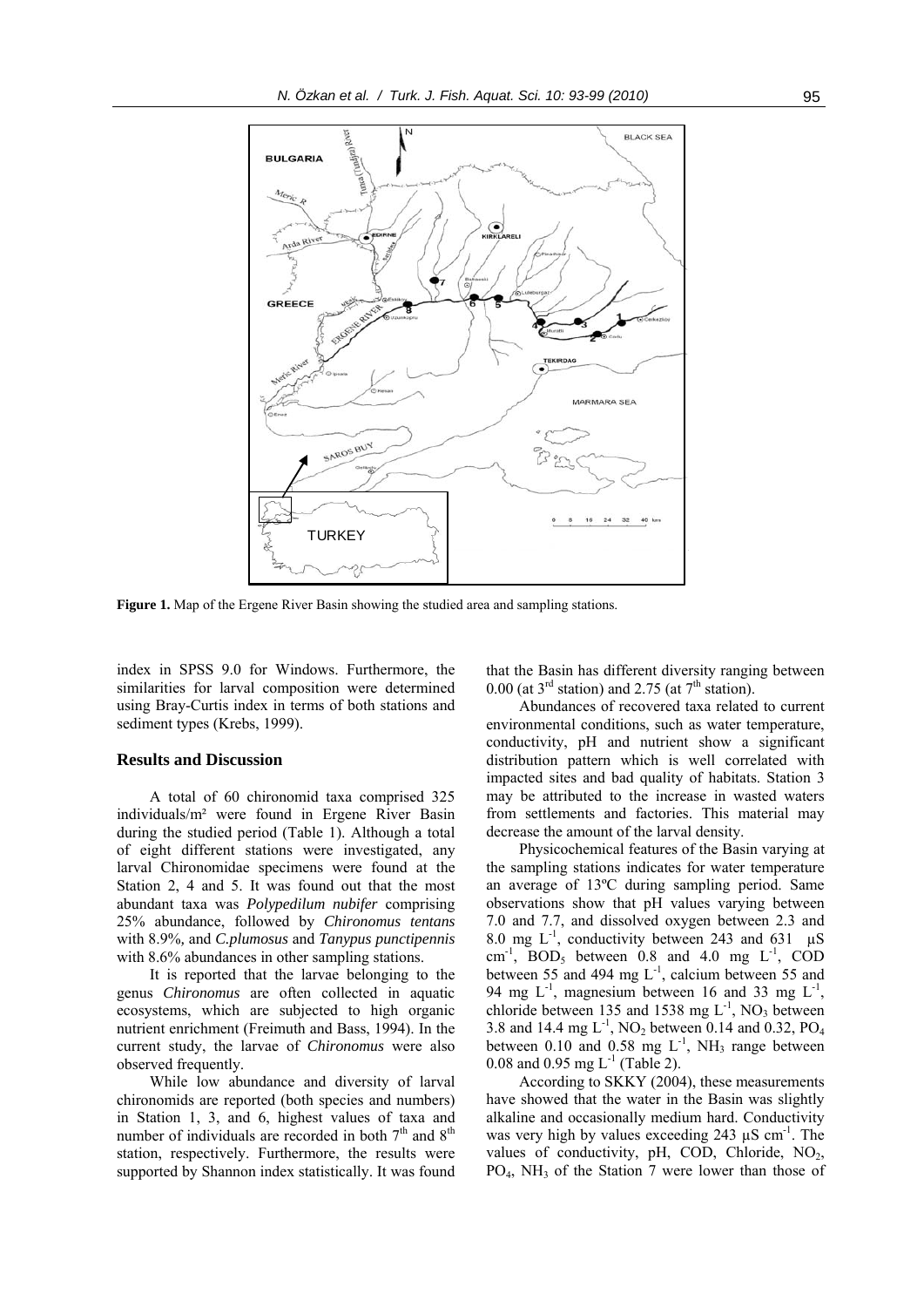**Figure 1.** Map of the Ergene River Basin showing the studied area and sampling stations.

index in SPSS 9.0 for Windows. Furthermore, the similarities for larval composition were determined using Bray-Curtis index in terms of both stations and sediment types (Krebs, 1999).

## Results and Discussion

A total of 60 chironomid taxa comprised 325 individuals/m² were found in Ergene River Basin during the studied period (Table 1). Although a total of eight different stations were investigated, any larval Chironomidae specimens were found at the Station 2, 4 and 5. It was found out that the most abundant taxa was *Polypedilum nubifer* comprising 25% abundance, followed by *Chironomus tentans* with 8.9%, and *C.plumosus* and *Tanypus punctipennis* with 8.6% abundances in other sampling stations.

It is reported that the larvae belonging to the genus *Chironomus* are often collected in aquatic ecosystems, which are subjected to high organic nutrient enrichment (Freimuth and Bass, 1994). In the current study, the larvae of *Chironomus* were also observed frequently.

While low abundance and diversity of larval chironomids are reported (both species and numbers) in Station 1, 3, and 6, highest values of taxa and number of individuals are recorded in both 7th and 8th station, respectively. Furthermore, the results were supported by Shannon index statistically. It was found that the Basin has different diversity ranging between 0.00 (at 3rd station) and 2.75 (at 7th station).

Abundances of recovered taxa related to current environmental conditions, such as water temperature, conductivity, pH and nutrient show a significant distribution pattern which is well correlated with impacted sites and bad quality of habitats. Station 3 may be attributed to the increase in wasted waters from settlements and factories. This material may decrease the amount of the larval density.

Physicochemical features of the Basin varying at the sampling stations indicates for water temperature an average of 13ºC during sampling period. Same observations show that pH values varying between 7.0 and 7.7, and dissolved oxygen between 2.3 and 8.0 mg $L^{-1}$, conductivity between 243 and 631 µS $cm^{-1}$, $BOD_5$ between 0.8 and 4.0 mg $L^{-1}$, COD between 55 and 494 mg $L^{-1}$, calcium between 55 and 94 mg $L^{-1}$, magnesium between 16 and 33 mg $L^{-1}$, chloride between 135 and 1538 mg $L^{-1}$, $NO_3$ between 3.8 and 14.4 mg $L^{-1}$, $NO_2$ between 0.14 and 0.32, $PO_4$ between 0.10 and 0.58 mg $L^{-1}$, $NH_3$ range between 0.08 and 0.95 mg $L^{-1}$ (Table 2).

According to SKKY (2004), these measurements have showed that the water in the Basin was slightly alkaline and occasionally medium hard. Conductivity was very high by values exceeding 243 µS $cm^{-1}$. The values of conductivity, pH, COD, Chloride, $NO_2$, $PO_4$, $NH_3$ of the Station 7 were lower than those of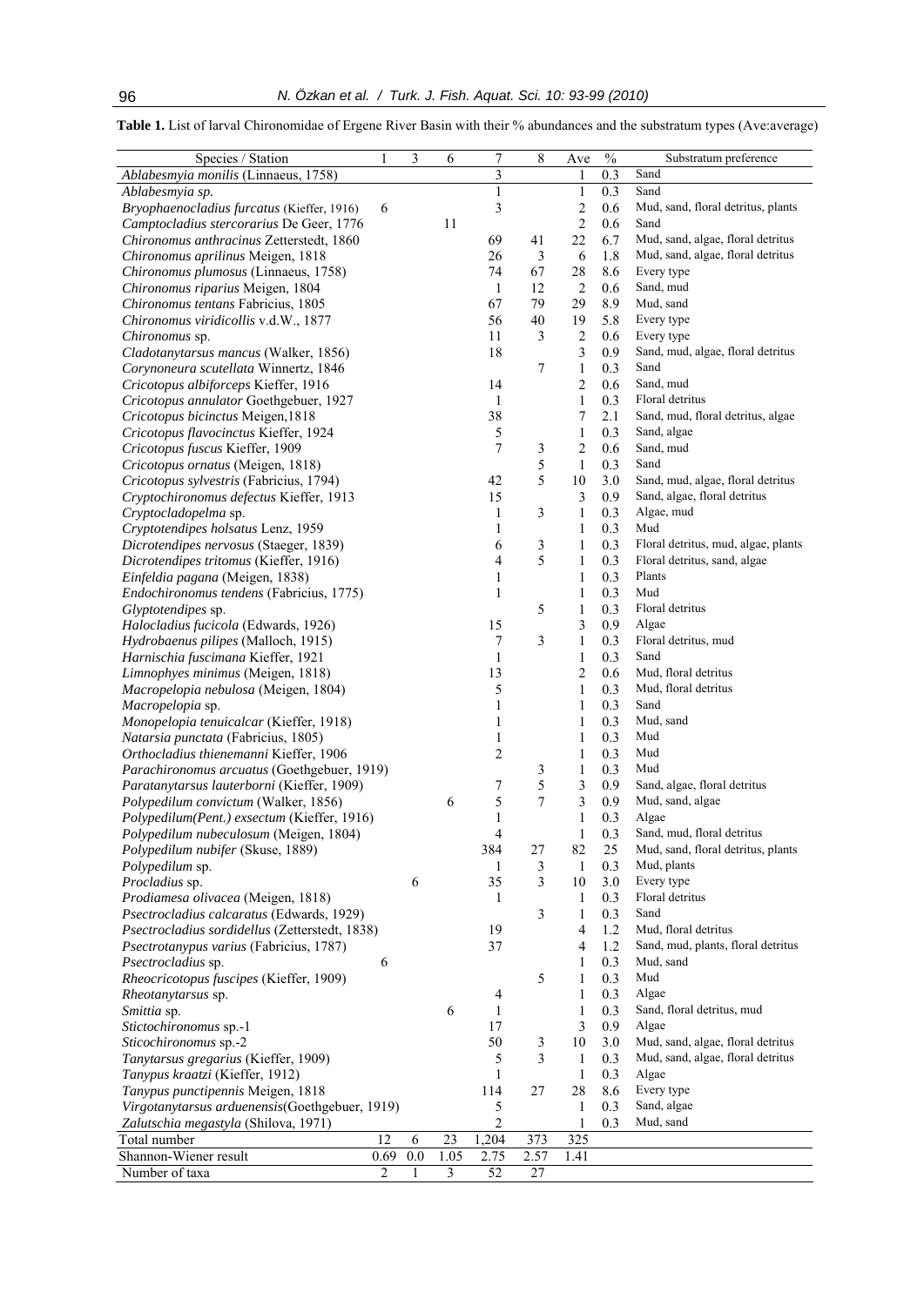**Table 1.** List of larval Chironomidae of Ergene River Basin with their % abundances and the substratum types (Ave:average)

| Species / Station | 1 | 3 | 6 | 7 | 8 | Ave | % | Substratum preference |
|---|---|---|---|---|---|---|---|---|
| *Ablabesmyia monilis* (Linnaeus, 1758) | | | | 3 | | 1 | 0.3 | Sand |
| *Ablabesmyia sp.* | | | | 1 | | 1 | 0.3 | Sand |
| *Bryophaenocladius furcatus* (Kieffer, 1916) | 6 | | | 3 | | 2 | 0.6 | Mud, sand, floral detritus, plants |
| *Camptocladius stercorarius* De Geer, 1776 | | | 11 | | | 2 | 0.6 | Sand |
| *Chironomus anthracinus* Zetterstedt, 1860 | | | | 69 | 41 | 22 | 6.7 | Mud, sand, algae, floral detritus |
| *Chironomus aprilinus* Meigen, 1818 | | | | 26 | 3 | 6 | 1.8 | Mud, sand, algae, floral detritus |
| *Chironomus plumosus* (Linnaeus, 1758) | | | | 74 | 67 | 28 | 8.6 | Every type |
| *Chironomus riparius* Meigen, 1804 | | | | 1 | 12 | 2 | 0.6 | Sand, mud |
| *Chironomus tentans* Fabricius, 1805 | | | | 67 | 79 | 29 | 8.9 | Mud, sand |
| *Chironomus viridicollis* v.d.W., 1877 | | | | 56 | 40 | 19 | 5.8 | Every type |
| *Chironomus* sp. | | | | 11 | 3 | 2 | 0.6 | Every type |
| *Cladotanytarsus mancus* (Walker, 1856) | | | | 18 | | 3 | 0.9 | Sand, mud, algae, floral detritus |
| *Corynoneura scutellata* Winnertz, 1846 | | | | | 7 | 1 | 0.3 | Sand |
| *Cricotopus albiforceps* Kieffer, 1916 | | | | 14 | | 2 | 0.6 | Sand, mud |
| *Cricotopus annulator* Goethgebuer, 1927 | | | | 1 | | 1 | 0.3 | Floral detritus |
| *Cricotopus bicinctus* Meigen,1818 | | | | 38 | | 7 | 2.1 | Sand, mud, floral detritus, algae |
| *Cricotopus flavocinctus* Kieffer, 1924 | | | | 5 | | 1 | 0.3 | Sand, algae |
| *Cricotopus fuscus* Kieffer, 1909 | | | | 7 | 3 | 2 | 0.6 | Sand, mud |
| *Cricotopus ornatus* (Meigen, 1818) | | | | | 5 | 1 | 0.3 | Sand |
| *Cricotopus sylvestris* (Fabricius, 1794) | | | | 42 | 5 | 10 | 3.0 | Sand, mud, algae, floral detritus |
| *Cryptochironomus defectus* Kieffer, 1913 | | | | 15 | | 3 | 0.9 | Sand, algae, floral detritus |
| *Cryptocladopelma* sp. | | | | 1 | 3 | 1 | 0.3 | Algae, mud |
| *Cryptotendipes holsatus* Lenz, 1959 | | | | 1 | | 1 | 0.3 | Mud |
| *Dicrotendipes nervosus* (Staeger, 1839) | | | | 6 | 3 | 1 | 0.3 | Floral detritus, mud, algae, plants |
| *Dicrotendipes tritomus* (Kieffer, 1916) | | | | 4 | 5 | 1 | 0.3 | Floral detritus, sand, algae |
| *Einfeldia pagana* (Meigen, 1838) | | | | 1 | | 1 | 0.3 | Plants |
| *Endochironomus tendens* (Fabricius, 1775) | | | | 1 | | 1 | 0.3 | Mud |
| *Glyptotendipes* sp. | | | | | 5 | 1 | 0.3 | Floral detritus |
| *Halocladius fucicola* (Edwards, 1926) | | | | 15 | | 3 | 0.9 | Algae |
| *Hydrobaenus pilipes* (Malloch, 1915) | | | | 7 | 3 | 1 | 0.3 | Floral detritus, mud |
| *Harnischia fuscimana* Kieffer, 1921 | | | | 1 | | 1 | 0.3 | Sand |
| *Limnophyes minimus* (Meigen, 1818) | | | | 13 | | 2 | 0.6 | Mud, floral detritus |
| *Macropelopia nebulosa* (Meigen, 1804) | | | | 5 | | 1 | 0.3 | Mud, floral detritus |
| *Macropelopia* sp. | | | | 1 | | 1 | 0.3 | Sand |
| *Monopelopia tenuicalcar* (Kieffer, 1918) | | | | 1 | | 1 | 0.3 | Mud, sand |
| *Natarsia punctata* (Fabricius, 1805) | | | | 1 | | 1 | 0.3 | Mud |
| *Orthocladius thienemanni* Kieffer, 1906 | | | | 2 | | 1 | 0.3 | Mud |
| *Parachironomus arcuatus* (Goethgebuer, 1919) | | | | | 3 | 1 | 0.3 | Mud |
| *Paratanytarsus lauterborni* (Kieffer, 1909) | | | | 7 | 5 | 3 | 0.9 | Sand, algae, floral detritus |
| *Polypedilum convictum* (Walker, 1856) | | | 6 | 5 | 7 | 3 | 0.9 | Mud, sand, algae |
| *Polypedilum(Pent.) exsectum* (Kieffer, 1916) | | | | 1 | | 1 | 0.3 | Algae |
| *Polypedilum nubeculosum* (Meigen, 1804) | | | | 4 | | 1 | 0.3 | Sand, mud, floral detritus |
| *Polypedilum nubifer* (Skuse, 1889) | | | | 384 | 27 | 82 | 25 | Mud, sand, floral detritus, plants |
| *Polypedilum* sp. | | | | 1 | 3 | 1 | 0.3 | Mud, plants |
| *Procladius* sp. | | 6 | | 35 | 3 | 10 | 3.0 | Every type |
| *Prodiamesa olivacea* (Meigen, 1818) | | | | 1 | | 1 | 0.3 | Floral detritus |
| *Psectrocladius calcaratus* (Edwards, 1929) | | | | | 3 | 1 | 0.3 | Sand |
| *Psectrocladius sordidellus* (Zetterstedt, 1838) | | | | 19 | | 4 | 1.2 | Mud, floral detritus |
| *Psectrotanypus varius* (Fabricius, 1787) | | | | 37 | | 4 | 1.2 | Sand, mud, plants, floral detritus |
| *Psectrocladius* sp. | 6 | | | | | 1 | 0.3 | Mud, sand |
| *Rheocricotopus fuscipes* (Kieffer, 1909) | | | | | 5 | 1 | 0.3 | Mud |
| *Rheotanytarsus* sp. | | | | 4 | | 1 | 0.3 | Algae |
| *Smittia* sp. | | | 6 | 1 | | 1 | 0.3 | Sand, floral detritus, mud |
| *Stictochironomus* sp.-1 | | | | 17 | | 3 | 0.9 | Algae |
| *Sticochironomus* sp.-2 | | | | 50 | 3 | 10 | 3.0 | Mud, sand, algae, floral detritus |
| *Tanytarsus gregarius* (Kieffer, 1909) | | | | 5 | 3 | 1 | 0.3 | Mud, sand, algae, floral detritus |
| *Tanypus kraatzi* (Kieffer, 1912) | | | | 1 | | 1 | 0.3 | Algae |
| *Tanypus punctipennis* Meigen, 1818 | | | | 114 | 27 | 28 | 8.6 | Every type |
| *Virgotanytarsus arduenensis*(Goethgebuer, 1919) | | | | 5 | | 1 | 0.3 | Sand, algae |
| *Zalutschia megastyla* (Shilova, 1971) | | | | 2 | | 1 | 0.3 | Mud, sand |
| Total number | 12 | 6 | 23 | 1,204 | 373 | 325 | | |
| Shannon-Wiener result | 0.69 | 0.0 | 1.05 | 2.75 | 2.57 | 1.41 | | |
| Number of taxa | 2 | 1 | 3 | 52 | 27 | | | |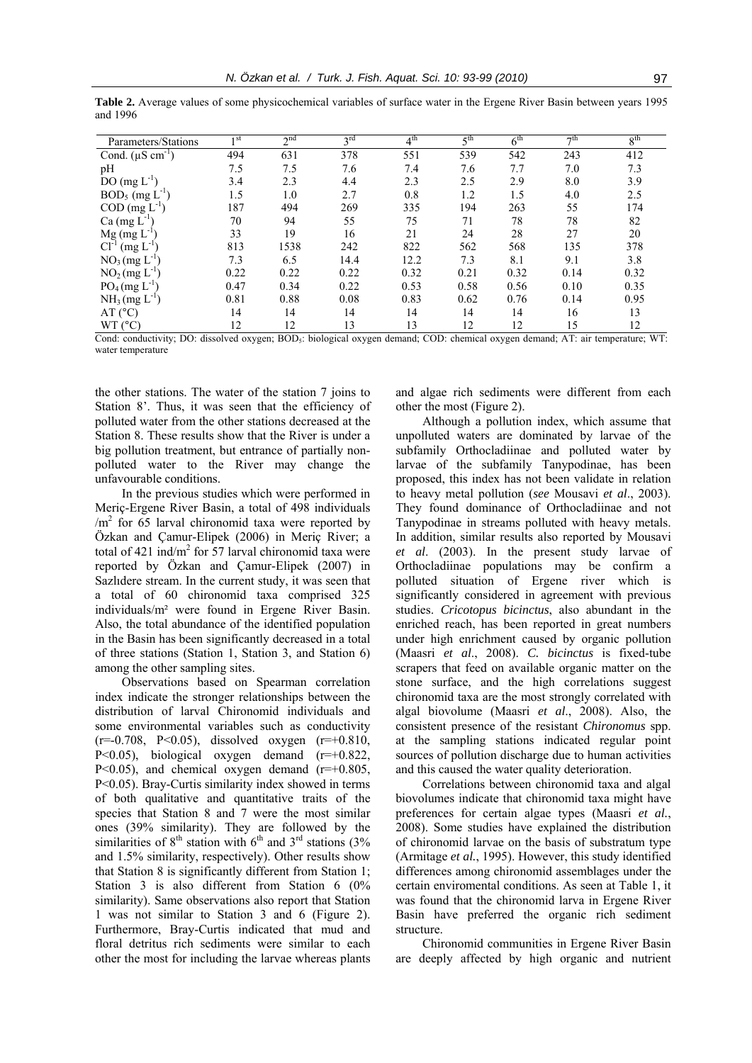**Table 2.** Average values of some physicochemical variables of surface water in the Ergene River Basin between years 1995 and 1996

| Parameters/Stations | 1st | 2nd | 3rd | 4th | 5th | 6th | 7th | 8th |
|---|---|---|---|---|---|---|---|---|
| Cond. ($\mu S\ cm^{-1}$) | 494 | 631 | 378 | 551 | 539 | 542 | 243 | 412 |
| pH | 7.5 | 7.5 | 7.6 | 7.4 | 7.6 | 7.7 | 7.0 | 7.3 |
| DO ($mg\ L^{-1}$) | 3.4 | 2.3 | 4.4 | 2.3 | 2.5 | 2.9 | 8.0 | 3.9 |
| $BOD_5$ ($mg\ L^{-1}$) | 1.5 | 1.0 | 2.7 | 0.8 | 1.2 | 1.5 | 4.0 | 2.5 |
| COD ($mg\ L^{-1}$) | 187 | 494 | 269 | 335 | 194 | 263 | 55 | 174 |
| Ca ($mg\ L^{-1}$) | 70 | 94 | 55 | 75 | 71 | 78 | 78 | 82 |
| Mg ($mg\ L^{-1}$) | 33 | 19 | 16 | 21 | 24 | 28 | 27 | 20 |
| $Cl^{-1}$ ($mg\ L^{-1}$) | 813 | 1538 | 242 | 822 | 562 | 568 | 135 | 378 |
| $NO_3$ ($mg\ L^{-1}$) | 7.3 | 6.5 | 14.4 | 12.2 | 7.3 | 8.1 | 9.1 | 3.8 |
| $NO_2$ ($mg\ L^{-1}$) | 0.22 | 0.22 | 0.22 | 0.32 | 0.21 | 0.32 | 0.14 | 0.32 |
| $PO_4$ ($mg\ L^{-1}$) | 0.47 | 0.34 | 0.22 | 0.53 | 0.58 | 0.56 | 0.10 | 0.35 |
| $NH_3$ ($mg\ L^{-1}$) | 0.81 | 0.88 | 0.08 | 0.83 | 0.62 | 0.76 | 0.14 | 0.95 |
| AT (°C) | 14 | 14 | 14 | 14 | 14 | 14 | 16 | 13 |
| WT (°C) | 12 | 12 | 13 | 13 | 12 | 12 | 15 | 12 |

Cond: conductivity; DO: dissolved oxygen; $BOD_5$: biological oxygen demand; COD: chemical oxygen demand; AT: air temperature; WT: water temperature

the other stations. The water of the station 7 joins to Station 8'. Thus, it was seen that the efficiency of polluted water from the other stations decreased at the Station 8. These results show that the River is under a big pollution treatment, but entrance of partially non-polluted water to the River may change the unfavourable conditions.

In the previous studies which were performed in Meriç-Ergene River Basin, a total of 498 individuals $/m^2$ for 65 larval chironomid taxa were reported by Özkan and Çamur-Elipek (2006) in Meriç River; a total of 421 ind/$m^2$ for 57 larval chironomid taxa were reported by Özkan and Çamur-Elipek (2007) in Sazlıdere stream. In the current study, it was seen that a total of 60 chironomid taxa comprised 325 individuals/m² were found in Ergene River Basin. Also, the total abundance of the identified population in the Basin has been significantly decreased in a total of three stations (Station 1, Station 3, and Station 6) among the other sampling sites.

Observations based on Spearman correlation index indicate the stronger relationships between the distribution of larval Chironomid individuals and some environmental variables such as conductivity ($r=-0.708$, $P<0.05$), dissolved oxygen ($r=+0.810$, $P<0.05$), biological oxygen demand ($r=+0.822$, $P<0.05$), and chemical oxygen demand ($r=+0.805$, $P<0.05$). Bray-Curtis similarity index showed in terms of both qualitative and quantitative traits of the species that Station 8 and 7 were the most similar ones (39% similarity). They are followed by the similarities of 8th station with 6th and 3rd stations (3% and 1.5% similarity, respectively). Other results show that Station 8 is significantly different from Station 1; Station 3 is also different from Station 6 (0% similarity). Same observations also report that Station 1 was not similar to Station 3 and 6 (Figure 2). Furthermore, Bray-Curtis indicated that mud and floral detritus rich sediments were similar to each other the most for including the larvae whereas plants and algae rich sediments were different from each other the most (Figure 2).

Although a pollution index, which assume that unpolluted waters are dominated by larvae of the subfamily Orthocladiinae and polluted water by larvae of the subfamily Tanypodinae, has been proposed, this index has not been validate in relation to heavy metal pollution (*see* Mousavi *et al*., 2003). They found dominance of Orthocladiinae and not Tanypodinae in streams polluted with heavy metals. In addition, similar results also reported by Mousavi *et al*. (2003). In the present study larvae of Orthocladiinae populations may be confirm a polluted situation of Ergene river which is significantly considered in agreement with previous studies. *Cricotopus bicinctus*, also abundant in the enriched reach, has been reported in great numbers under high enrichment caused by organic pollution (Maasri *et al*., 2008). *C. bicinctus* is fixed-tube scrapers that feed on available organic matter on the stone surface, and the high correlations suggest chironomid taxa are the most strongly correlated with algal biovolume (Maasri *et al*., 2008). Also, the consistent presence of the resistant *Chironomus* spp. at the sampling stations indicated regular point sources of pollution discharge due to human activities and this caused the water quality deterioration.

Correlations between chironomid taxa and algal biovolumes indicate that chironomid taxa might have preferences for certain algae types (Maasri *et al.*, 2008). Some studies have explained the distribution of chironomid larvae on the basis of substratum type (Armitage *et al.*, 1995). However, this study identified differences among chironomid assemblages under the certain enviromental conditions. As seen at Table 1, it was found that the chironomid larva in Ergene River Basin have preferred the organic rich sediment structure.

Chironomid communities in Ergene River Basin are deeply affected by high organic and nutrient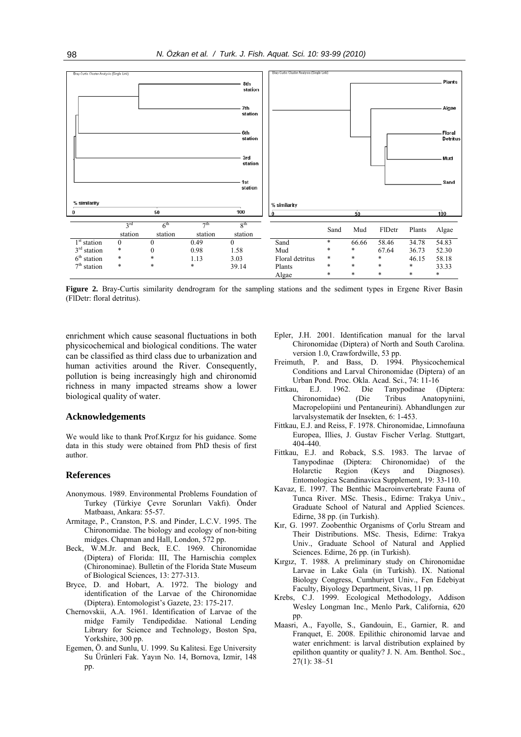Bray-Curtis Cluster Analysis (Single Link)

8th station

7th station

6th station

3rd station

1st station

% similarity

0 50 100

Bray-Curtis Cluster Analysis (Single Link)

Plants

Algae

Floral Detritus

Mud

Sand

% similarity

0 50 100

| | 3rd station | 6th station | 7th station | 8th station |
|---|---|---|---|---|
| 1st station | 0 | 0 | 0.49 | 0 |
| 3rd station | * | 0 | 0.98 | 1.58 |
| 6th station | * | * | 1.13 | 3.03 |
| 7th station | * | * | * | 39.14 |

| | Sand | Mud | FlDetr | Plants | Algae |
|---|---|---|---|---|---|
| Sand | * | 66.66 | 58.46 | 34.78 | 54.83 |
| Mud | * | * | 67.64 | 36.73 | 52.30 |
| Floral detritus | * | * | * | 46.15 | 58.18 |
| Plants | * | * | * | * | 33.33 |
| Algae | * | * | * | * | * |

**Figure 2.** Bray-Curtis similarity dendrogram for the sampling stations and the sediment types in Ergene River Basin (FlDetr: floral detritus).

enrichment which cause seasonal fluctuations in both physicochemical and biological conditions. The water can be classified as third class due to urbanization and human activities around the River. Consequently, pollution is being increasingly high and chironomid richness in many impacted streams show a lower biological quality of water.

## Acknowledgements

We would like to thank Prof.Kırgız for his guidance. Some data in this study were obtained from PhD thesis of first author.

## References

Anonymous. 1989. Environmental Problems Foundation of Turkey (Türkiye Çevre Sorunları Vakfı). Önder Matbaası, Ankara: 55-57.

Armitage, P., Cranston, P.S. and Pinder, L.C.V. 1995. The Chironomidae. The biology and ecology of non-biting midges. Chapman and Hall, London, 572 pp.

Beck, W.M.Jr. and Beck, E.C. 1969. Chironomidae (Diptera) of Florida: III, The Harnischia complex (Chironominae). Bulletin of the Florida State Museum of Biological Sciences, 13: 277-313.

Bryce, D. and Hobart, A. 1972. The biology and identification of the Larvae of the Chironomidae (Diptera). Entomologist's Gazete, 23: 175-217.

Chernovskii, A.A. 1961. Identification of Larvae of the midge Family Tendipedidae. National Lending Library for Science and Technology, Boston Spa, Yorkshire, 300 pp.

Egemen, Ö. and Sunlu, U. 1999. Su Kalitesi. Ege University Su Ürünleri Fak. Yayın No. 14, Bornova, Izmir, 148 pp.

Epler, J.H. 2001. Identification manual for the larval Chironomidae (Diptera) of North and South Carolina. version 1.0, Crawfordwille, 53 pp.

Freimuth, P. and Bass, D. 1994. Physicochemical Conditions and Larval Chironomidae (Diptera) of an Urban Pond. Proc. Okla. Acad. Sci., 74: 11-16

Fittkau, E.J. 1962. Die Tanypodinae (Diptera: Chironomidae) (Die Tribus Anatopyniini, Macropelopiini und Pentaneurini). Abhandlungen zur larvalsystematik der Insekten, 6: 1-453.

Fittkau, E.J. and Reiss, F. 1978. Chironomidae, Limnofauna Europea, Illies, J. Gustav Fischer Verlag. Stuttgart, 404-440.

Fittkau, E.J. and Roback, S.S. 1983. The larvae of Tanypodinae (Diptera: Chironomidae) of the Holarctic Region (Keys and Diagnoses). Entomologica Scandinavica Supplement, 19: 33-110.

Kavaz, E. 1997. The Benthic Macroinvertebrate Fauna of Tunca River. MSc. Thesis., Edirne: Trakya Univ., Graduate School of Natural and Applied Sciences. Edirne, 38 pp. (in Turkish).

Kır, G. 1997. Zoobenthic Organisms of Çorlu Stream and Their Distributions. MSc. Thesis, Edirne: Trakya Univ., Graduate School of Natural and Applied Sciences. Edirne, 26 pp. (in Turkish).

Kırgız, T. 1988. A preliminary study on Chironomidae Larvae in Lake Gala (in Turkish). IX. National Biology Congress, Cumhuriyet Univ., Fen Edebiyat Faculty, Biyology Department, Sivas, 11 pp.

Krebs, C.J. 1999. Ecological Methodology, Addison Wesley Longman Inc., Menlo Park, California, 620 pp.

Maasri, A., Fayolle, S., Gandouin, E., Garnier, R. and Franquet, E. 2008. Epilithic chironomid larvae and water enrichment: is larval distribution explained by epilithon quantity or quality? J. N. Am. Benthol. Soc., 27(1): 38–51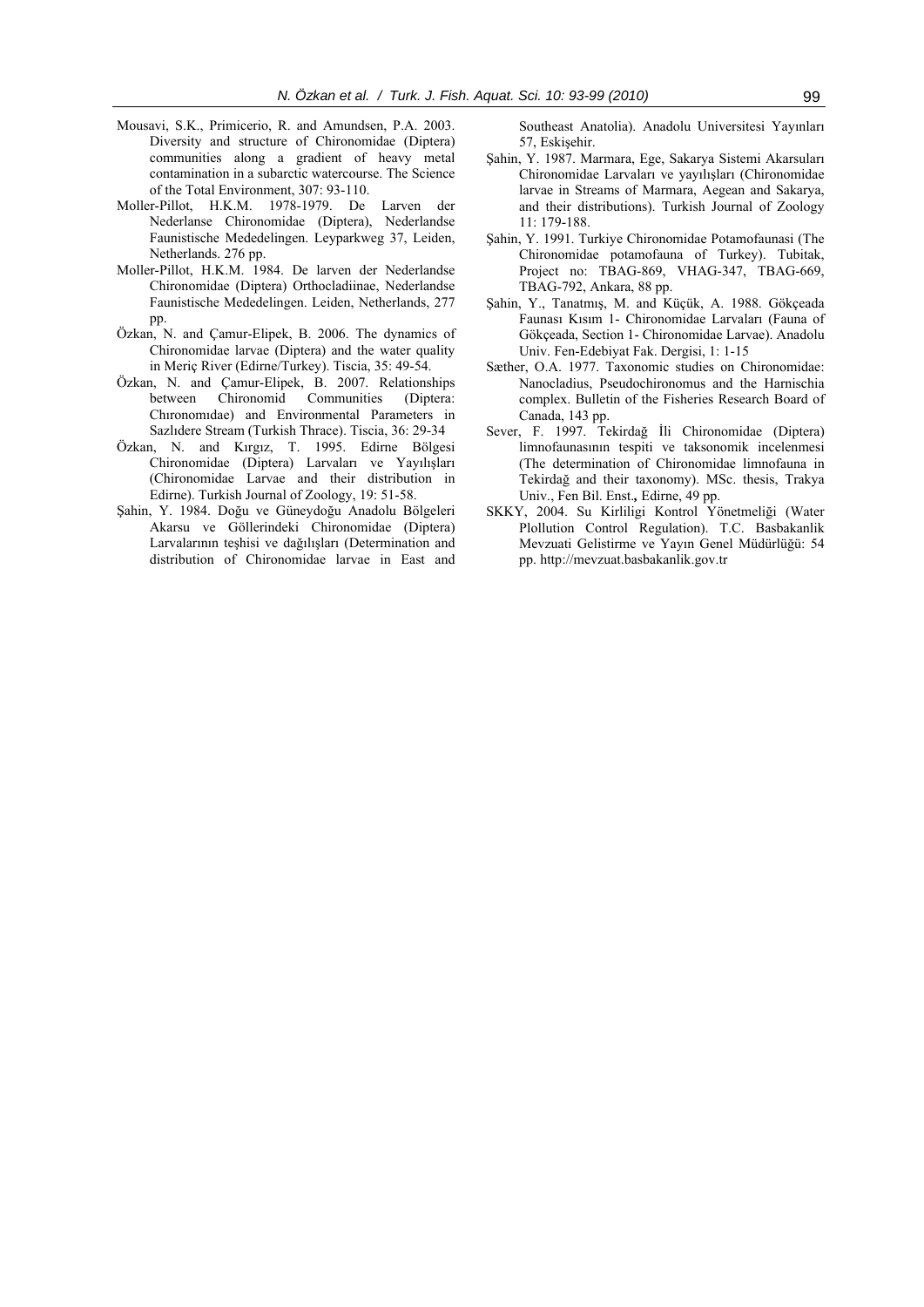Mousavi, S.K., Primicerio, R. and Amundsen, P.A. 2003. Diversity and structure of Chironomidae (Diptera) communities along a gradient of heavy metal contamination in a subarctic watercourse. The Science of the Total Environment, 307: 93-110.

Moller-Pillot, H.K.M. 1978-1979. De Larven der Nederlanse Chironomidae (Diptera), Nederlandse Faunistische Mededelingen. Leyparkweg 37, Leiden, Netherlands. 276 pp.

Moller-Pillot, H.K.M. 1984. De larven der Nederlandse Chironomidae (Diptera) Orthocladiinae, Nederlandse Faunistische Mededelingen. Leiden, Netherlands, 277 pp.

Özkan, N. and Çamur-Elipek, B. 2006. The dynamics of Chironomidae larvae (Diptera) and the water quality in Meriç River (Edirne/Turkey). Tiscia, 35: 49-54.

Özkan, N. and Çamur-Elipek, B. 2007. Relationships between Chironomid Communities (Diptera: Chıronomıdae) and Environmental Parameters in Sazlıdere Stream (Turkish Thrace). Tiscia, 36: 29-34

Özkan, N. and Kırgız, T. 1995. Edirne Bölgesi Chironomidae (Diptera) Larvaları ve Yayılışları (Chironomidae Larvae and their distribution in Edirne). Turkish Journal of Zoology, 19: 51-58.

Şahin, Y. 1984. Doğu ve Güneydoğu Anadolu Bölgeleri Akarsu ve Göllerindeki Chironomidae (Diptera) Larvalarının teşhisi ve dağılışları (Determination and distribution of Chironomidae larvae in East and Southeast Anatolia). Anadolu Universitesi Yayınları 57, Eskişehir.

Şahin, Y. 1987. Marmara, Ege, Sakarya Sistemi Akarsuları Chironomidae Larvaları ve yayılışları (Chironomidae larvae in Streams of Marmara, Aegean and Sakarya, and their distributions). Turkish Journal of Zoology 11: 179-188.

Şahin, Y. 1991. Turkiye Chironomidae Potamofaunasi (The Chironomidae potamofauna of Turkey). Tubitak, Project no: TBAG-869, VHAG-347, TBAG-669, TBAG-792, Ankara, 88 pp.

Şahin, Y., Tanatmış, M. and Küçük, A. 1988. Gökçeada Faunası Kısım 1- Chironomidae Larvaları (Fauna of Gökçeada, Section 1- Chironomidae Larvae). Anadolu Univ. Fen-Edebiyat Fak. Dergisi, 1: 1-15

Sæther, O.A. 1977. Taxonomic studies on Chironomidae: Nanocladius, Pseudochironomus and the Harnischia complex. Bulletin of the Fisheries Research Board of Canada, 143 pp.

Sever, F. 1997. Tekirdağ İli Chironomidae (Diptera) limnofaunasının tespiti ve taksonomik incelenmesi (The determination of Chironomidae limnofauna in Tekirdağ and their taxonomy). MSc. thesis, Trakya Univ., Fen Bil. Enst., Edirne, 49 pp.

SKKY, 2004. Su Kirliligi Kontrol Yönetmeliği (Water Plollution Control Regulation). T.C. Basbakanlik Mevzuati Gelistirme ve Yayın Genel Müdürlüğü: 54 pp. http://mevzuat.basbakanlik.gov.tr